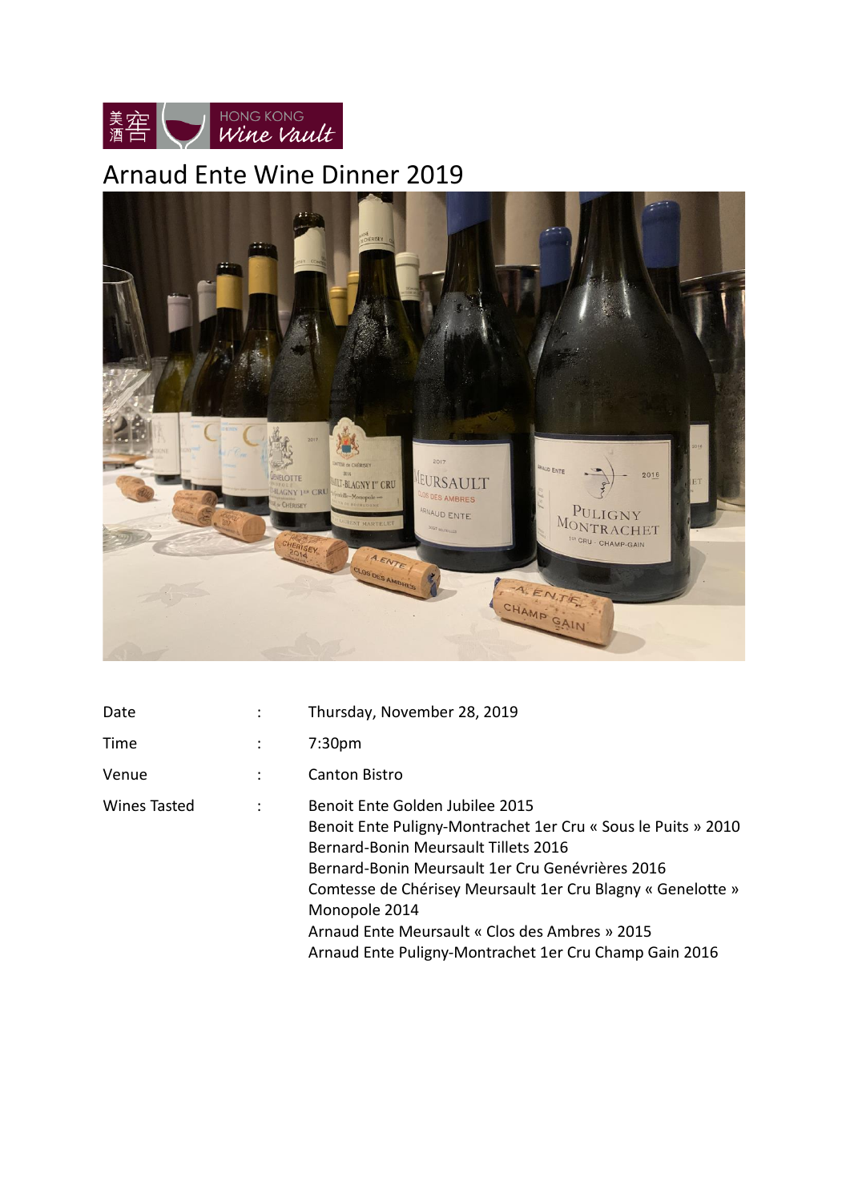美酒窖 HONG KONG Wine Vault

# Arnaud Ente Wine Dinner 2019

| | | |
|---|---|---|
| Date | : | Thursday, November 28, 2019 |
| Time | : | 7:30pm |
| Venue | : | Canton Bistro |
| Wines Tasted | : | Benoit Ente Golden Jubilee 2015<br>Benoit Ente Puligny-Montrachet 1er Cru « Sous le Puits » 2010<br>Bernard-Bonin Meursault Tillets 2016<br>Bernard-Bonin Meursault 1er Cru Genévrières 2016<br>Comtesse de Chérisey Meursault 1er Cru Blagny « Genelotte » Monopole 2014<br>Arnaud Ente Meursault « Clos des Ambres » 2015<br>Arnaud Ente Puligny-Montrachet 1er Cru Champ Gain 2016 |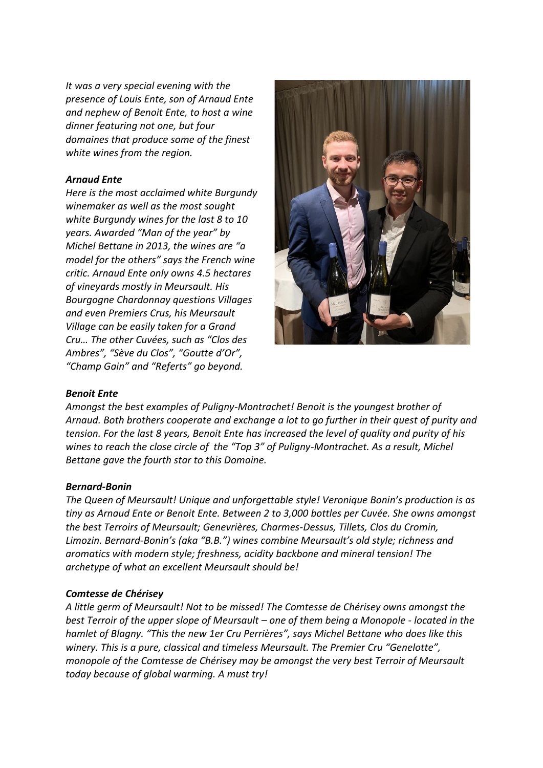*It was a very special evening with the presence of Louis Ente, son of Arnaud Ente and nephew of Benoit Ente, to host a wine dinner featuring not one, but four domaines that produce some of the finest white wines from the region.*

***Arnaud Ente***

*Here is the most acclaimed white Burgundy winemaker as well as the most sought white Burgundy wines for the last 8 to 10 years. Awarded "Man of the year" by Michel Bettane in 2013, the wines are "a model for the others" says the French wine critic. Arnaud Ente only owns 4.5 hectares of vineyards mostly in Meursault. His Bourgogne Chardonnay questions Villages and even Premiers Crus, his Meursault Village can be easily taken for a Grand Cru… The other Cuvées, such as "Clos des Ambres", "Sève du Clos", "Goutte d'Or", "Champ Gain" and "Referts" go beyond.*

***Benoit Ente***

*Amongst the best examples of Puligny-Montrachet! Benoit is the youngest brother of Arnaud. Both brothers cooperate and exchange a lot to go further in their quest of purity and tension. For the last 8 years, Benoit Ente has increased the level of quality and purity of his wines to reach the close circle of the "Top 3" of Puligny-Montrachet. As a result, Michel Bettane gave the fourth star to this Domaine.*

***Bernard-Bonin***

*The Queen of Meursault! Unique and unforgettable style! Veronique Bonin's production is as tiny as Arnaud Ente or Benoit Ente. Between 2 to 3,000 bottles per Cuvée. She owns amongst the best Terroirs of Meursault; Genevrières, Charmes-Dessus, Tillets, Clos du Cromin, Limozin. Bernard-Bonin's (aka "B.B.") wines combine Meursault's old style; richness and aromatics with modern style; freshness, acidity backbone and mineral tension! The archetype of what an excellent Meursault should be!*

***Comtesse de Chérisey***

*A little germ of Meursault! Not to be missed! The Comtesse de Chérisey owns amongst the best Terroir of the upper slope of Meursault – one of them being a Monopole - located in the hamlet of Blagny. "This the new 1er Cru Perrières", says Michel Bettane who does like this winery. This is a pure, classical and timeless Meursault. The Premier Cru "Genelotte", monopole of the Comtesse de Chérisey may be amongst the very best Terroir of Meursault today because of global warming. A must try!*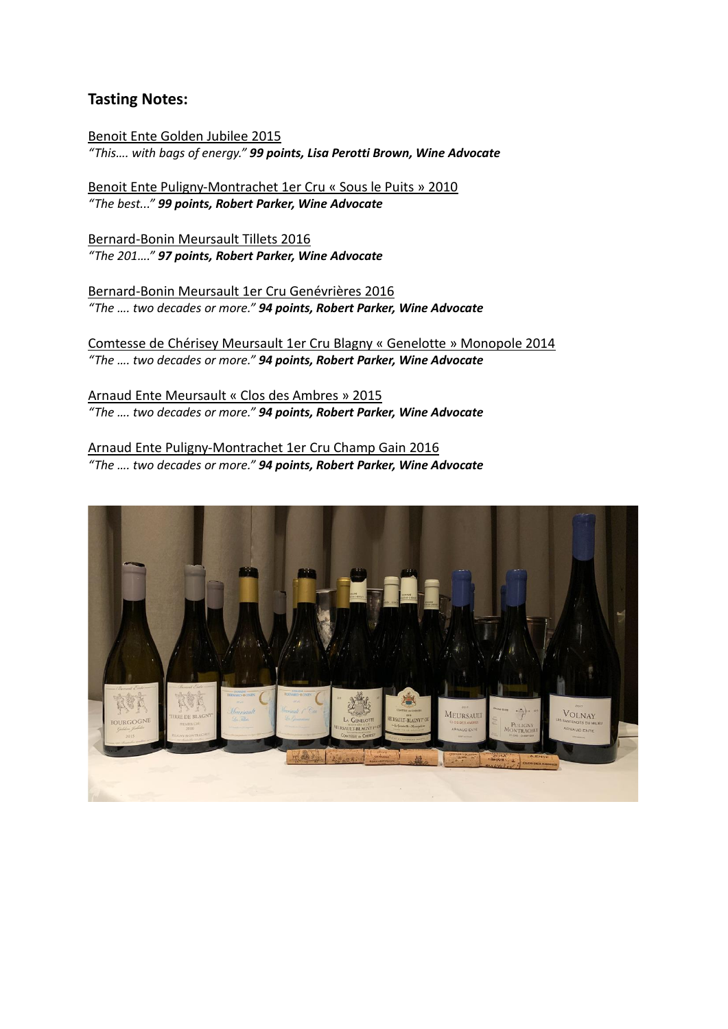## Tasting Notes:

Benoit Ente Golden Jubilee 2015
*"This…. with bags of energy." **99 points, Lisa Perotti Brown, Wine Advocate***

Benoit Ente Puligny-Montrachet 1er Cru « Sous le Puits » 2010
*"The best..." **99 points, Robert Parker, Wine Advocate***

Bernard-Bonin Meursault Tillets 2016
*"The 201…." **97 points, Robert Parker, Wine Advocate***

Bernard-Bonin Meursault 1er Cru Genévrières 2016
*"The …. two decades or more." **94 points, Robert Parker, Wine Advocate***

Comtesse de Chérisey Meursault 1er Cru Blagny « Genelotte » Monopole 2014
*"The …. two decades or more." **94 points, Robert Parker, Wine Advocate***

Arnaud Ente Meursault « Clos des Ambres » 2015
*"The …. two decades or more." **94 points, Robert Parker, Wine Advocate***

Arnaud Ente Puligny-Montrachet 1er Cru Champ Gain 2016
*"The …. two decades or more." **94 points, Robert Parker, Wine Advocate***